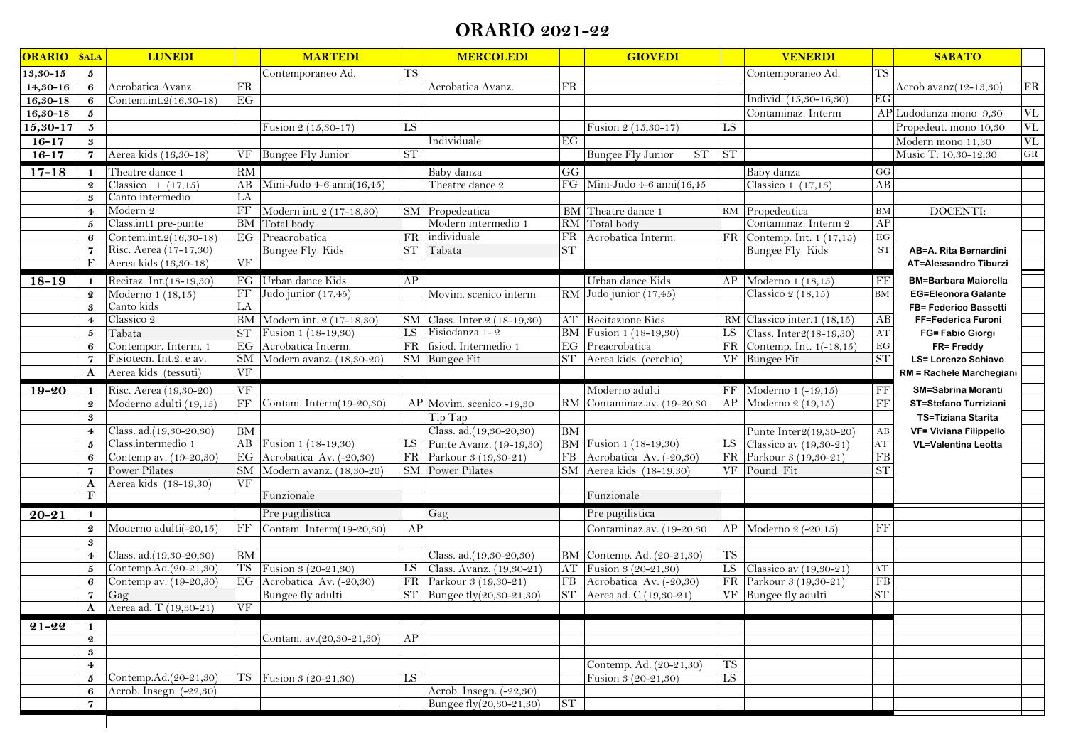# ORARIO 2021-22

| ORARIO | SALA | LUNEDI | | MARTEDI | | MERCOLEDI | | GIOVEDI | | VENERDI | | SABATO | |
|---|---|---|---|---|---|---|---|---|---|---|---|---|---|
| 13,30-15 | 5 | | | Contemporaneo Ad. | TS | | | | | Contemporaneo Ad. | TS | | |
| 14,30-16 | 6 | Acrobatica Avanz. | FR | | | Acrobatica Avanz. | FR | | | | | Acrob avanz(12-13,30) | FR |
| 16,30-18 | 6 | Contem.int.2(16,30-18) | EG | | | | | | | Individ. (15,30-16,30) | EG | | |
| 16,30-18 | 5 | | | | | | | | | Contaminaz. Interm | AP | Ludodanza mono 9,30 | VL |
| 15,30-17 | 5 | | | Fusion 2 (15,30-17) | LS | | | Fusion 2 (15,30-17) | LS | | | Propedeut. mono 10,30 | VL |
| 16-17 | 3 | | | | | Individuale | EG | | | | | Modern mono 11,30 | VL |
| 16-17 | 7 | Aerea kids (16,30-18) | VF | Bungee Fly Junior | ST | | | Bungee Fly Junior ST | ST | | | Music T. 10,30-12,30 | GR |
| 17-18 | 1 | Theatre dance 1 | RM | | | Baby danza | GG | | | Baby danza | GG | | |
| | 2 | Classico 1 (17,15) | AB | Mini-Judo 4-6 anni(16,45) | | Theatre dance 2 | FG | Mini-Judo 4-6 anni(16,45 | | Classico 1 (17,15) | AB | | |
| | 3 | Canto intermedio | LA | | | | | | | | | | |
| | 4 | Modern 2 | FF | Modern int. 2 (17-18,30) | SM | Propedeutica | BM | Theatre dance 1 | RM | Propedeutica | BM | DOCENTI: | |
| | 5 | Class.int1 pre-punte | BM | Total body | | Modern intermedio 1 | RM | Total body | | Contaminaz. Interm 2 | AP | | |
| | 6 | Contem.int.2(16,30-18) | EG | Preacrobatica | FR | individuale | FR | Acrobatica Interm. | FR | Contemp. Int. 1 (17,15) | EG | | |
| | 7 | Risc. Aerea (17-17,30) | | Bungee Fly Kids | ST | Tabata | ST | | | Bungee Fly Kids | ST | AB=A. Rita Bernardini | |
| | F | Aerea kids (16,30-18) | VF | | | | | | | | | AT=Alessandro Tiburzi | |
| 18-19 | 1 | Recitaz. Int.(18-19,30) | FG | Urban dance Kids | AP | | | Urban dance Kids | AP | Moderno 1 (18,15) | FF | BM=Barbara Maiorella | |
| | 2 | Moderno 1 (18,15) | FF | Judo junior (17,45) | | Movim. scenico interm | RM | Judo junior (17,45) | | Classico 2 (18,15) | BM | EG=Eleonora Galante | |
| | 3 | Canto kids | LA | | | | | | | | | FB= Federico Bassetti | |
| | 4 | Classico 2 | BM | Modern int. 2 (17-18,30) | SM | Class. Inter.2 (18-19,30) | AT | Recitazione Kids | RM | Classico inter.1 (18,15) | AB | FF=Federica Furoni | |
| | 5 | Tabata | ST | Fusion 1 (18-19,30) | LS | Fisiodanza 1- 2 | BM | Fusion 1 (18-19,30) | LS | Class. Inter2(18-19,30) | AT | FG= Fabio Giorgi | |
| | 6 | Contempor. Interm. 1 | EG | Acrobatica Interm. | FR | fisiod. Intermedio 1 | EG | Preacrobatica | FR | Contemp. Int. 1(-18,15) | EG | FR= Freddy | |
| | 7 | Fisiotecn. Int.2. e av. | SM | Modern avanz. (18,30-20) | SM | Bungee Fit | ST | Aerea kids (cerchio) | VF | Bungee Fit | ST | LS= Lorenzo Schiavo | |
| | A | Aerea kids (tessuti) | VF | | | | | | | | | RM = Rachele Marchegiani | |
| 19-20 | 1 | Risc. Aerea (19,30-20) | VF | | | | | Moderno adulti | FF | Moderno 1 (-19,15) | FF | SM=Sabrina Moranti | |
| | 2 | Moderno adulti (19,15) | FF | Contam. Interm(19-20,30) | AP | Movim. scenico -19,30 | RM | Contaminaz.av. (19-20,30 | AP | Moderno 2 (19,15) | FF | ST=Stefano Turriziani | |
| | 3 | | | | | Tip Tap | | | | | | TS=Tiziana Starita | |
| | 4 | Class. ad.(19,30-20,30) | BM | | | Class. ad.(19,30-20,30) | BM | | | Punte Inter2(19,30-20) | AB | VF= Viviana Filippello | |
| | 5 | Class.intermedio 1 | AB | Fusion 1 (18-19,30) | LS | Punte Avanz. (19-19,30) | BM | Fusion 1 (18-19,30) | LS | Classico av (19,30-21) | AT | VL=Valentina Leotta | |
| | 6 | Contemp av. (19-20,30) | EG | Acrobatica Av. (-20,30) | FR | Parkour 3 (19,30-21) | FB | Acrobatica Av. (-20,30) | FR | Parkour 3 (19,30-21) | FB | | |
| | 7 | Power Pilates | SM | Modern avanz. (18,30-20) | SM | Power Pilates | SM | Aerea kids (18-19,30) | VF | Pound Fit | ST | | |
| | A | Aerea kids (18-19,30) | VF | | | | | | | | | | |
| | F | | | Funzionale | | | | Funzionale | | | | | |
| 20-21 | 1 | | | Pre pugilistica | | Gag | | Pre pugilistica | | | | | |
| | 2 | Moderno adulti(-20,15) | FF | Contam. Interm(19-20,30) | AP | | | Contaminaz.av. (19-20,30 | AP | Moderno 2 (-20,15) | FF | | |
| | 3 | | | | | | | | | | | | |
| | 4 | Class. ad.(19,30-20,30) | BM | | | Class. ad.(19,30-20,30) | BM | Contemp. Ad. (20-21,30) | TS | | | | |
| | 5 | Contemp.Ad.(20-21,30) | TS | Fusion 3 (20-21,30) | LS | Class. Avanz. (19,30-21) | AT | Fusion 3 (20-21,30) | LS | Classico av (19,30-21) | AT | | |
| | 6 | Contemp av. (19-20,30) | EG | Acrobatica Av. (-20,30) | FR | Parkour 3 (19,30-21) | FB | Acrobatica Av. (-20,30) | FR | Parkour 3 (19,30-21) | FB | | |
| | 7 | Gag | | Bungee fly adulti | ST | Bungee fly(20,30-21,30) | ST | Aerea ad. C (19,30-21) | VF | Bungee fly adulti | ST | | |
| | A | Aerea ad. T (19,30-21) | VF | | | | | | | | | | |
| 21-22 | 1 | | | | | | | | | | | | |
| | 2 | | | Contam. av.(20,30-21,30) | AP | | | | | | | | |
| | 3 | | | | | | | | | | | | |
| | 4 | | | | | | | Contemp. Ad. (20-21,30) | TS | | | | |
| | 5 | Contemp.Ad.(20-21,30) | TS | Fusion 3 (20-21,30) | LS | | | Fusion 3 (20-21,30) | LS | | | | |
| | 6 | Acrob. Insegn. (-22,30) | | | | Acrob. Insegn. (-22,30) | | | | | | | |
| | 7 | | | | | Bungee fly(20,30-21,30) | ST | | | | | | |